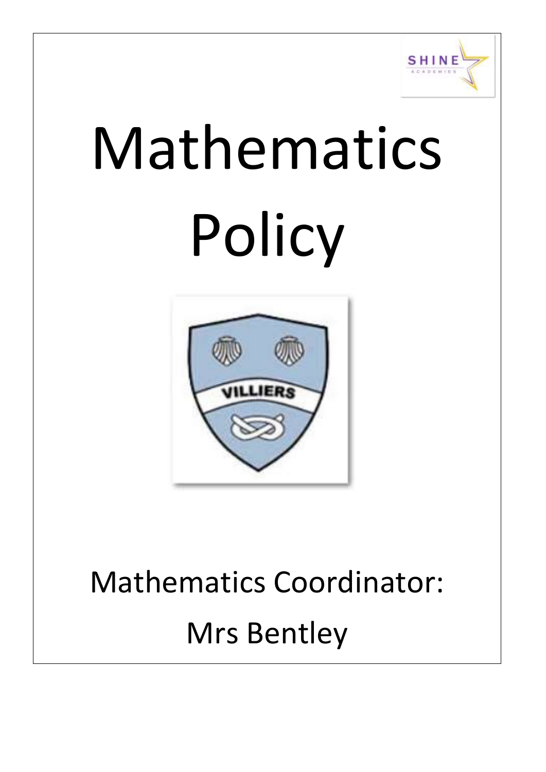# Mathematics Policy

Mathematics Coordinator:

Mrs Bentley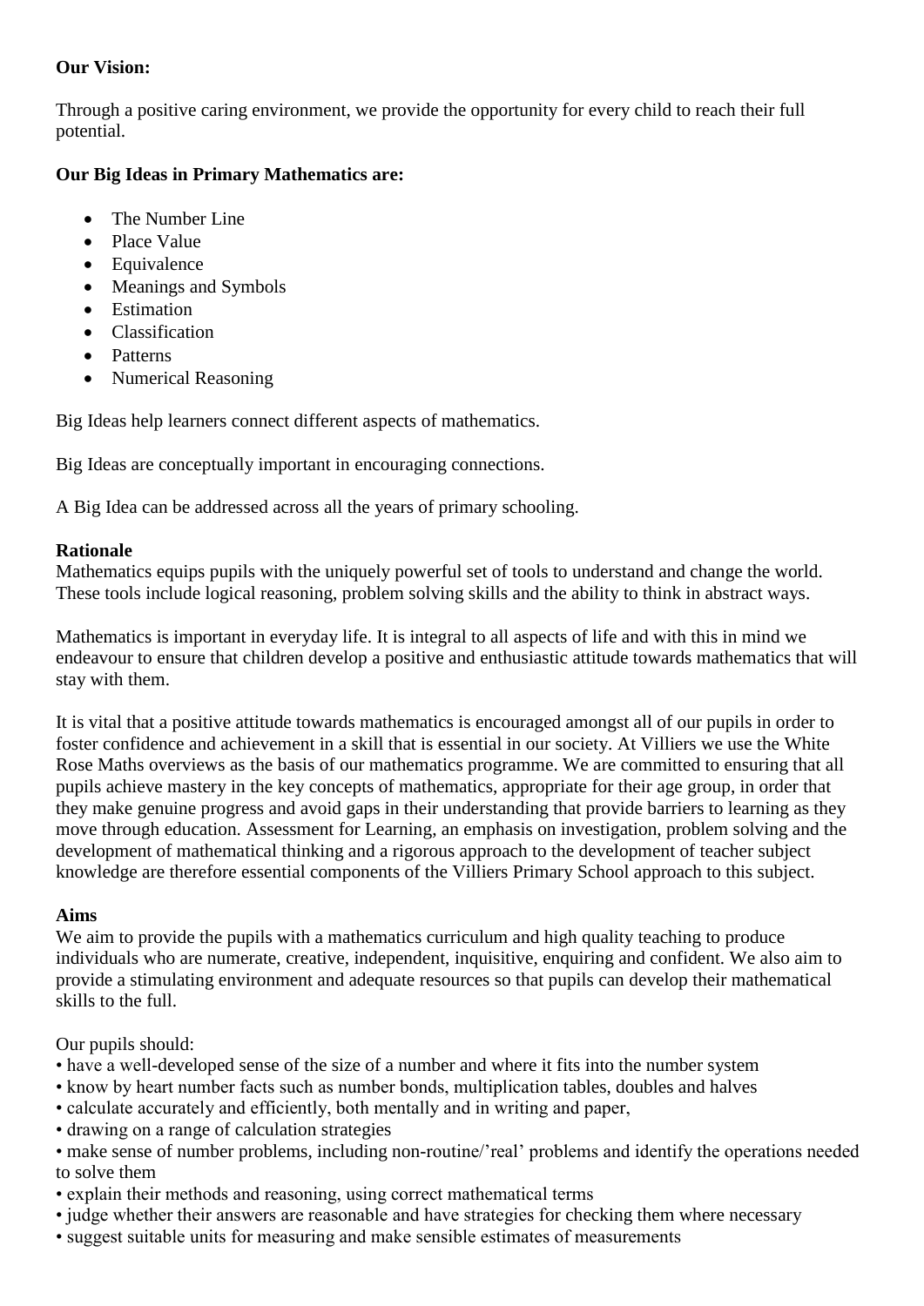**Our Vision:**

Through a positive caring environment, we provide the opportunity for every child to reach their full potential.

**Our Big Ideas in Primary Mathematics are:**

- The Number Line
- Place Value
- Equivalence
- Meanings and Symbols
- Estimation
- Classification
- Patterns
- Numerical Reasoning

Big Ideas help learners connect different aspects of mathematics.

Big Ideas are conceptually important in encouraging connections.

A Big Idea can be addressed across all the years of primary schooling.

**Rationale**

Mathematics equips pupils with the uniquely powerful set of tools to understand and change the world. These tools include logical reasoning, problem solving skills and the ability to think in abstract ways.

Mathematics is important in everyday life. It is integral to all aspects of life and with this in mind we endeavour to ensure that children develop a positive and enthusiastic attitude towards mathematics that will stay with them.

It is vital that a positive attitude towards mathematics is encouraged amongst all of our pupils in order to foster confidence and achievement in a skill that is essential in our society. At Villiers we use the White Rose Maths overviews as the basis of our mathematics programme. We are committed to ensuring that all pupils achieve mastery in the key concepts of mathematics, appropriate for their age group, in order that they make genuine progress and avoid gaps in their understanding that provide barriers to learning as they move through education. Assessment for Learning, an emphasis on investigation, problem solving and the development of mathematical thinking and a rigorous approach to the development of teacher subject knowledge are therefore essential components of the Villiers Primary School approach to this subject.

**Aims**

We aim to provide the pupils with a mathematics curriculum and high quality teaching to produce individuals who are numerate, creative, independent, inquisitive, enquiring and confident. We also aim to provide a stimulating environment and adequate resources so that pupils can develop their mathematical skills to the full.

Our pupils should:

- have a well-developed sense of the size of a number and where it fits into the number system
- know by heart number facts such as number bonds, multiplication tables, doubles and halves
- calculate accurately and efficiently, both mentally and in writing and paper,
- drawing on a range of calculation strategies
- make sense of number problems, including non-routine/'real' problems and identify the operations needed to solve them
- explain their methods and reasoning, using correct mathematical terms
- judge whether their answers are reasonable and have strategies for checking them where necessary
- suggest suitable units for measuring and make sensible estimates of measurements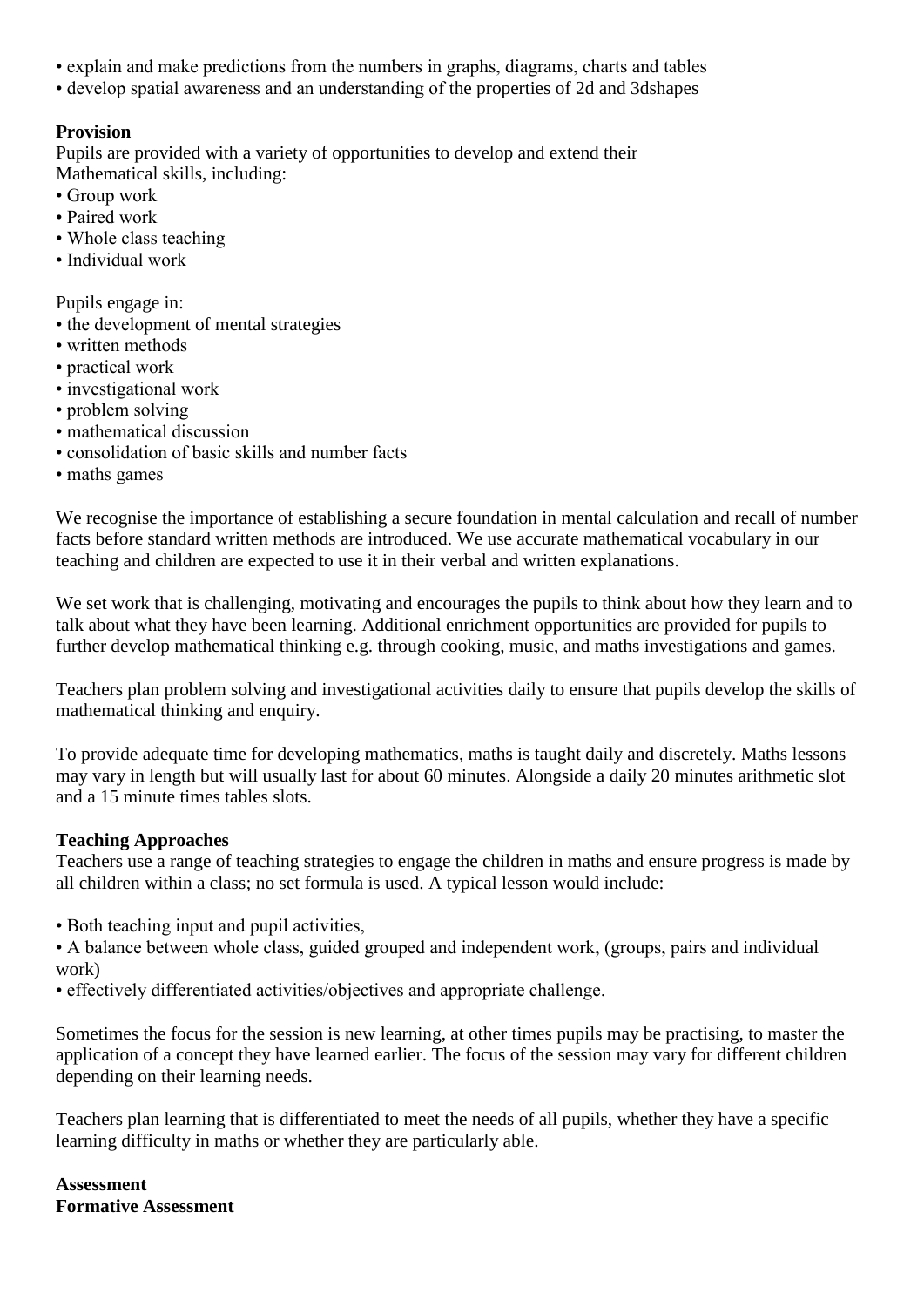- explain and make predictions from the numbers in graphs, diagrams, charts and tables
- develop spatial awareness and an understanding of the properties of 2d and 3dshapes

**Provision**

Pupils are provided with a variety of opportunities to develop and extend their Mathematical skills, including:

- Group work
- Paired work
- Whole class teaching
- Individual work

Pupils engage in:

- the development of mental strategies
- written methods
- practical work
- investigational work
- problem solving
- mathematical discussion
- consolidation of basic skills and number facts
- maths games

We recognise the importance of establishing a secure foundation in mental calculation and recall of number facts before standard written methods are introduced. We use accurate mathematical vocabulary in our teaching and children are expected to use it in their verbal and written explanations.

We set work that is challenging, motivating and encourages the pupils to think about how they learn and to talk about what they have been learning. Additional enrichment opportunities are provided for pupils to further develop mathematical thinking e.g. through cooking, music, and maths investigations and games.

Teachers plan problem solving and investigational activities daily to ensure that pupils develop the skills of mathematical thinking and enquiry.

To provide adequate time for developing mathematics, maths is taught daily and discretely. Maths lessons may vary in length but will usually last for about 60 minutes. Alongside a daily 20 minutes arithmetic slot and a 15 minute times tables slots.

**Teaching Approaches**

Teachers use a range of teaching strategies to engage the children in maths and ensure progress is made by all children within a class; no set formula is used. A typical lesson would include:

- Both teaching input and pupil activities,
- A balance between whole class, guided grouped and independent work, (groups, pairs and individual work)
- effectively differentiated activities/objectives and appropriate challenge.

Sometimes the focus for the session is new learning, at other times pupils may be practising, to master the application of a concept they have learned earlier. The focus of the session may vary for different children depending on their learning needs.

Teachers plan learning that is differentiated to meet the needs of all pupils, whether they have a specific learning difficulty in maths or whether they are particularly able.

**Assessment**

**Formative Assessment**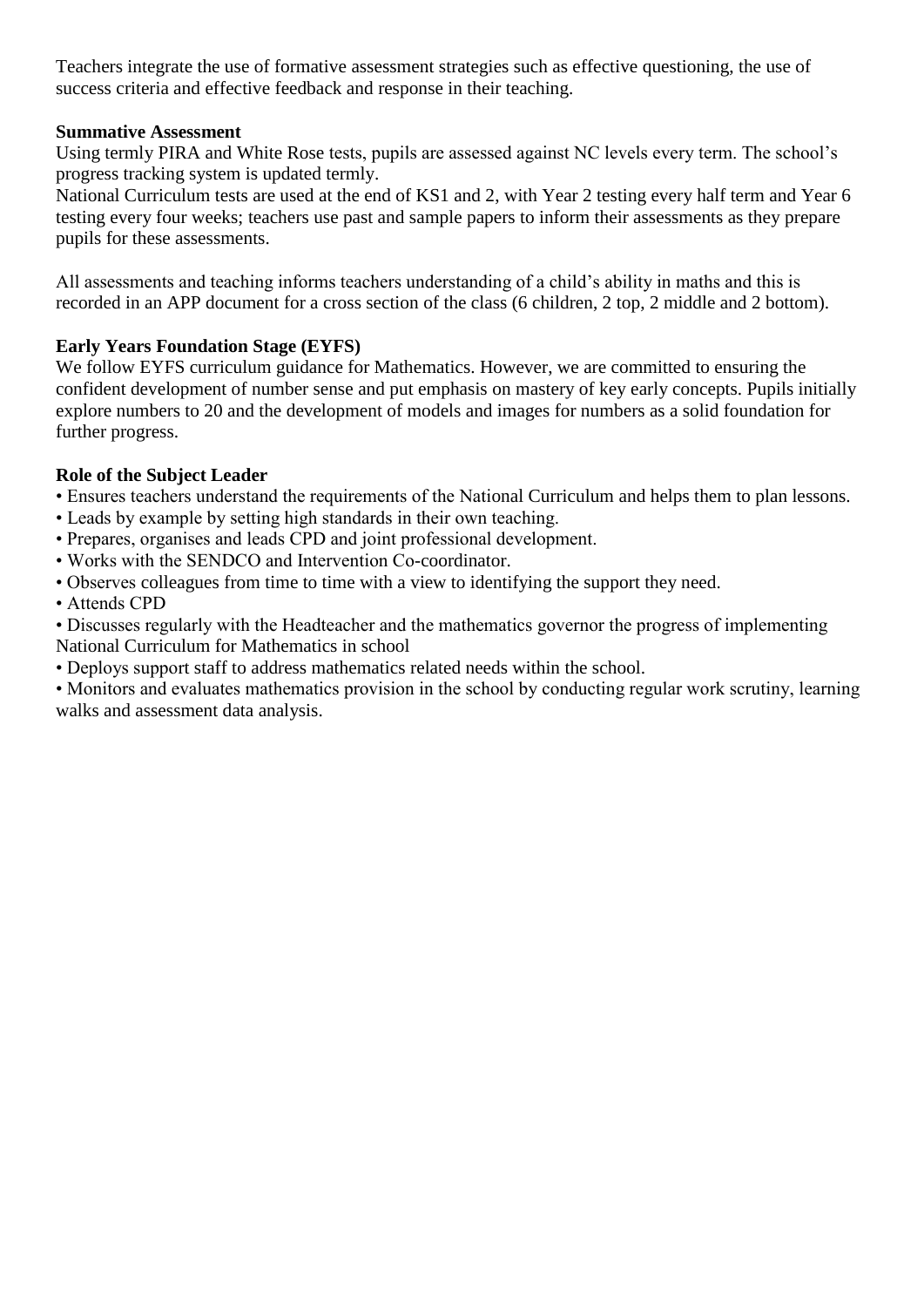Teachers integrate the use of formative assessment strategies such as effective questioning, the use of success criteria and effective feedback and response in their teaching.

**Summative Assessment**

Using termly PIRA and White Rose tests, pupils are assessed against NC levels every term. The school's progress tracking system is updated termly.

National Curriculum tests are used at the end of KS1 and 2, with Year 2 testing every half term and Year 6 testing every four weeks; teachers use past and sample papers to inform their assessments as they prepare pupils for these assessments.

All assessments and teaching informs teachers understanding of a child's ability in maths and this is recorded in an APP document for a cross section of the class (6 children, 2 top, 2 middle and 2 bottom).

**Early Years Foundation Stage (EYFS)**

We follow EYFS curriculum guidance for Mathematics. However, we are committed to ensuring the confident development of number sense and put emphasis on mastery of key early concepts. Pupils initially explore numbers to 20 and the development of models and images for numbers as a solid foundation for further progress.

**Role of the Subject Leader**

- Ensures teachers understand the requirements of the National Curriculum and helps them to plan lessons.
- Leads by example by setting high standards in their own teaching.
- Prepares, organises and leads CPD and joint professional development.
- Works with the SENDCO and Intervention Co-coordinator.
- Observes colleagues from time to time with a view to identifying the support they need.
- Attends CPD
- Discusses regularly with the Headteacher and the mathematics governor the progress of implementing National Curriculum for Mathematics in school
- Deploys support staff to address mathematics related needs within the school.
- Monitors and evaluates mathematics provision in the school by conducting regular work scrutiny, learning walks and assessment data analysis.